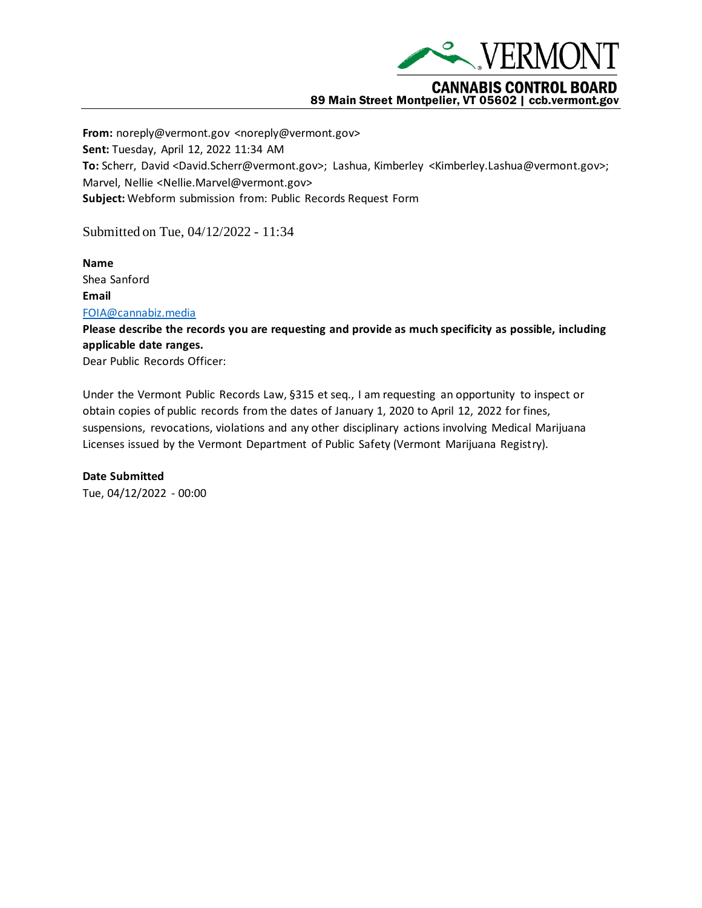VERMONT

**CANNABIS CONTROL BOARD**
**89 Main Street Montpelier, VT 05602 | ccb.vermont.gov**

---

**From:** noreply@vermont.gov <noreply@vermont.gov>
**Sent:** Tuesday, April 12, 2022 11:34 AM
**To:** Scherr, David <David.Scherr@vermont.gov>; Lashua, Kimberley <Kimberley.Lashua@vermont.gov>; Marvel, Nellie <Nellie.Marvel@vermont.gov>
**Subject:** Webform submission from: Public Records Request Form

Submitted on Tue, 04/12/2022 - 11:34

**Name**
Shea Sanford
**Email**
FOIA@cannabiz.media
**Please describe the records you are requesting and provide as much specificity as possible, including applicable date ranges.**
Dear Public Records Officer:

Under the Vermont Public Records Law, §315 et seq., I am requesting an opportunity to inspect or obtain copies of public records from the dates of January 1, 2020 to April 12, 2022 for fines, suspensions, revocations, violations and any other disciplinary actions involving Medical Marijuana Licenses issued by the Vermont Department of Public Safety (Vermont Marijuana Registry).

**Date Submitted**
Tue, 04/12/2022 - 00:00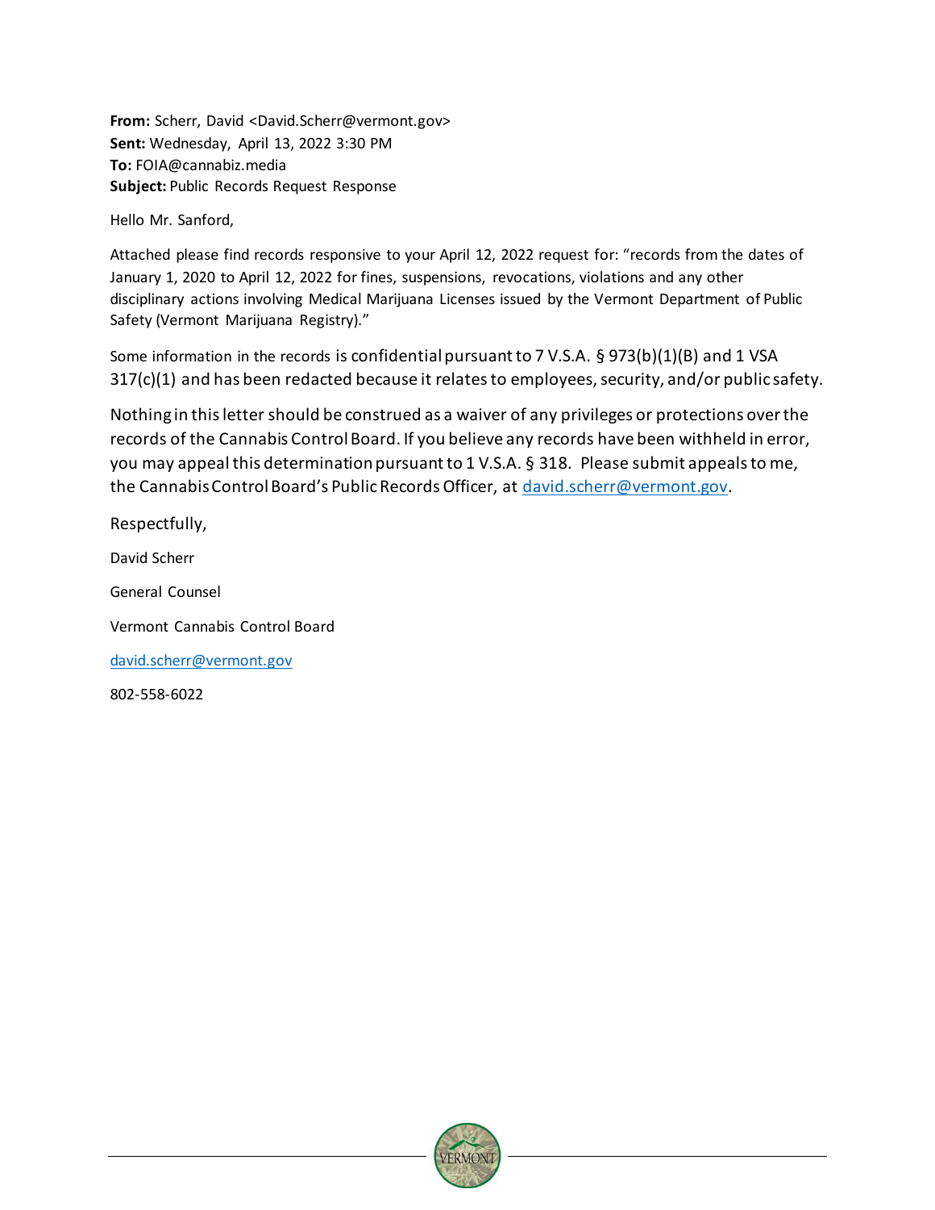**From:** Scherr, David <David.Scherr@vermont.gov>
**Sent:** Wednesday, April 13, 2022 3:30 PM
**To:** FOIA@cannabiz.media
**Subject:** Public Records Request Response

Hello Mr. Sanford,

Attached please find records responsive to your April 12, 2022 request for: "records from the dates of January 1, 2020 to April 12, 2022 for fines, suspensions, revocations, violations and any other disciplinary actions involving Medical Marijuana Licenses issued by the Vermont Department of Public Safety (Vermont Marijuana Registry)."

Some information in the records is confidential pursuant to 7 V.S.A. § 973(b)(1)(B) and 1 VSA 317(c)(1) and has been redacted because it relates to employees, security, and/or public safety.

Nothing in this letter should be construed as a waiver of any privileges or protections over the records of the Cannabis Control Board. If you believe any records have been withheld in error, you may appeal this determination pursuant to 1 V.S.A. § 318. Please submit appeals to me, the Cannabis Control Board's Public Records Officer, at david.scherr@vermont.gov.

Respectfully,

David Scherr

General Counsel

Vermont Cannabis Control Board

david.scherr@vermont.gov

802-558-6022